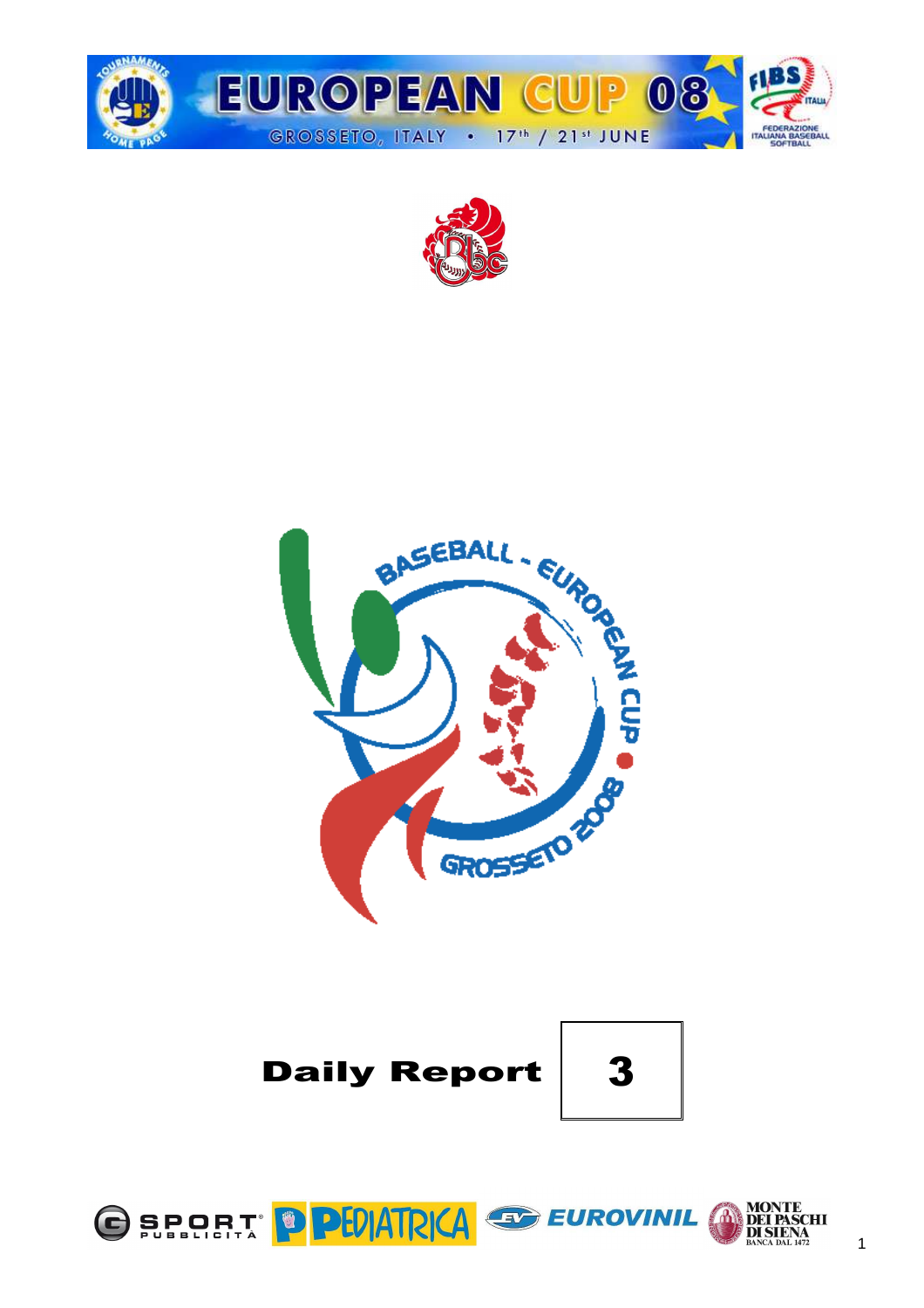# EUROPEAN CUP 08

GROSSETO, ITALY • 17th / 21st JUNE

BASEBALL - EUROPEAN CUP • GROSSETO 2008

## Daily Report 3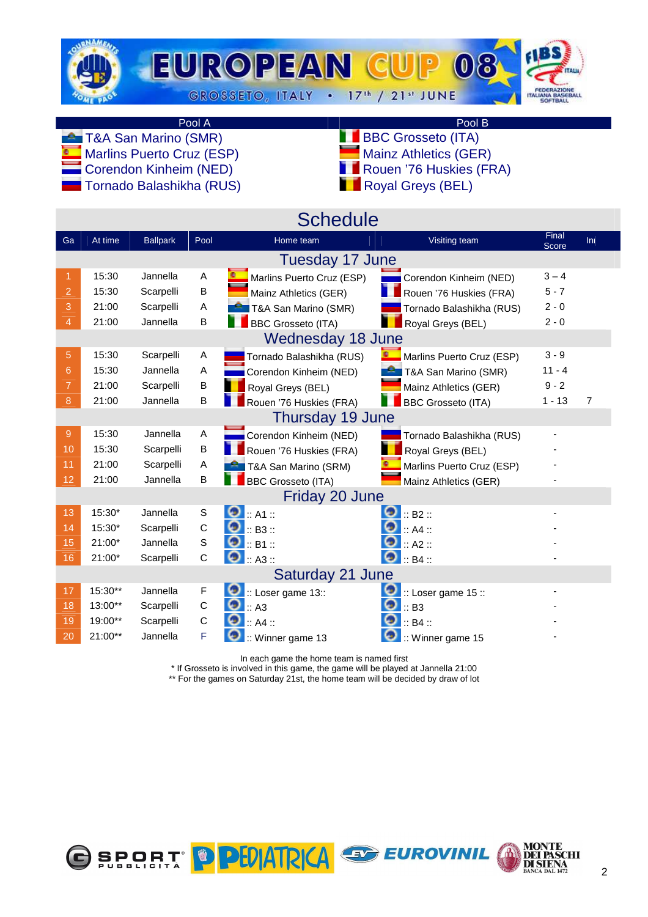# EUROPEAN CUP 08

GROSSETO, ITALY • 17th / 21st JUNE

| Pool A | Pool B |
|---|---|
| T&A San Marino (SMR) | BBC Grosseto (ITA) |
| Marlins Puerto Cruz (ESP) | Mainz Athletics (GER) |
| Corendon Kinheim (NED) | Rouen '76 Huskies (FRA) |
| Tornado Balashikha (RUS) | Royal Greys (BEL) |

## Schedule

| Ga | At time | Ballpark | Pool | Home team | Visiting team | Final Score | Inj |
|---|---|---|---|---|---|---|---|
| **Tuesday 17 June** | | | | | | | |
| 1 | 15:30 | Jannella | A | Marlins Puerto Cruz (ESP) | Corendon Kinheim (NED) | 3 – 4 | |
| 2 | 15:30 | Scarpelli | B | Mainz Athletics (GER) | Rouen '76 Huskies (FRA) | 5 - 7 | |
| 3 | 21:00 | Scarpelli | A | T&A San Marino (SMR) | Tornado Balashikha (RUS) | 2 - 0 | |
| 4 | 21:00 | Jannella | B | BBC Grosseto (ITA) | Royal Greys (BEL) | 2 - 0 | |
| **Wednesday 18 June** | | | | | | | |
| 5 | 15:30 | Scarpelli | A | Tornado Balashikha (RUS) | Marlins Puerto Cruz (ESP) | 3 - 9 | |
| 6 | 15:30 | Jannella | A | Corendon Kinheim (NED) | T&A San Marino (SMR) | 11 - 4 | |
| 7 | 21:00 | Scarpelli | B | Royal Greys (BEL) | Mainz Athletics (GER) | 9 - 2 | |
| 8 | 21:00 | Jannella | B | Rouen '76 Huskies (FRA) | BBC Grosseto (ITA) | 1 - 13 | 7 |
| **Thursday 19 June** | | | | | | | |
| 9 | 15:30 | Jannella | A | Corendon Kinheim (NED) | Tornado Balashikha (RUS) | - | |
| 10 | 15:30 | Scarpelli | B | Rouen '76 Huskies (FRA) | Royal Greys (BEL) | - | |
| 11 | 21:00 | Scarpelli | A | T&A San Marino (SRM) | Marlins Puerto Cruz (ESP) | - | |
| 12 | 21:00 | Jannella | B | BBC Grosseto (ITA) | Mainz Athletics (GER) | - | |
| **Friday 20 June** | | | | | | | |
| 13 | 15:30* | Jannella | S | :: A1 :: | :: B2 :: | - | |
| 14 | 15:30* | Scarpelli | C | :: B3 :: | :: A4 :: | - | |
| 15 | 21:00* | Jannella | S | :: B1 :: | :: A2 :: | - | |
| 16 | 21:00* | Scarpelli | C | :: A3 :: | :: B4 :: | - | |
| **Saturday 21 June** | | | | | | | |
| 17 | 15:30** | Jannella | F | :: Loser game 13:: | :: Loser game 15 :: | - | |
| 18 | 13:00** | Scarpelli | C | :: A3 | :: B3 | - | |
| 19 | 19:00** | Scarpelli | C | :: A4 :: | :: B4 :: | - | |
| 20 | 21:00** | Jannella | F | :: Winner game 13 | :: Winner game 15 | - | |

In each game the home team is named first

\* If Grosseto is involved in this game, the game will be played at Jannella 21:00

\** For the games on Saturday 21st, the home team will be decided by draw of lot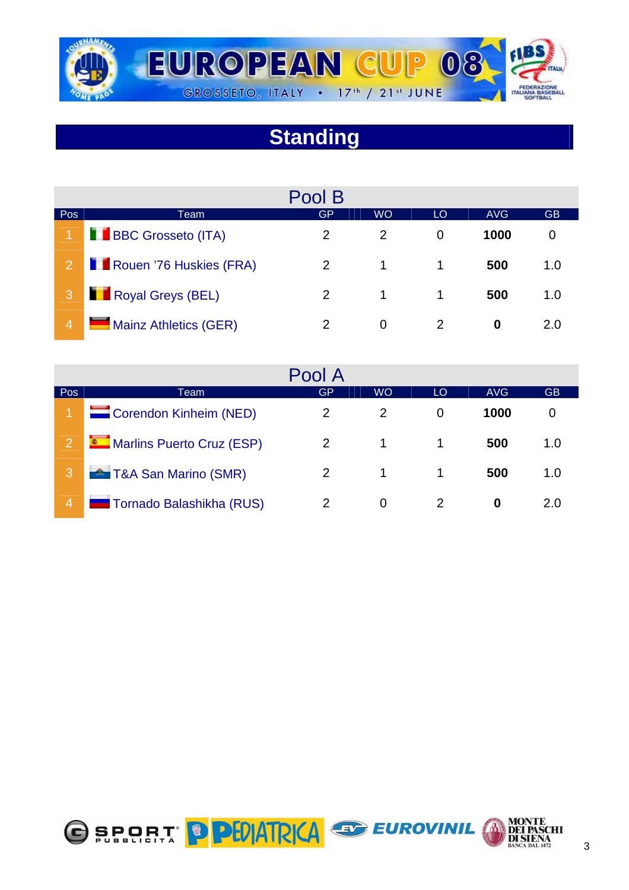# Standing

## Pool B

| Pos | Team | GP | WO | LO | AVG | GB |
|---|---|---|---|---|---|---|
| 1 | BBC Grosseto (ITA) | 2 | 2 | 0 | **1000** | 0 |
| 2 | Rouen '76 Huskies (FRA) | 2 | 1 | 1 | **500** | 1.0 |
| 3 | Royal Greys (BEL) | 2 | 1 | 1 | **500** | 1.0 |
| 4 | Mainz Athletics (GER) | 2 | 0 | 2 | **0** | 2.0 |

## Pool A

| Pos | Team | GP | WO | LO | AVG | GB |
|---|---|---|---|---|---|---|
| 1 | Corendon Kinheim (NED) | 2 | 2 | 0 | **1000** | 0 |
| 2 | Marlins Puerto Cruz (ESP) | 2 | 1 | 1 | **500** | 1.0 |
| 3 | T&A San Marino (SMR) | 2 | 1 | 1 | **500** | 1.0 |
| 4 | Tornado Balashikha (RUS) | 2 | 0 | 2 | **0** | 2.0 |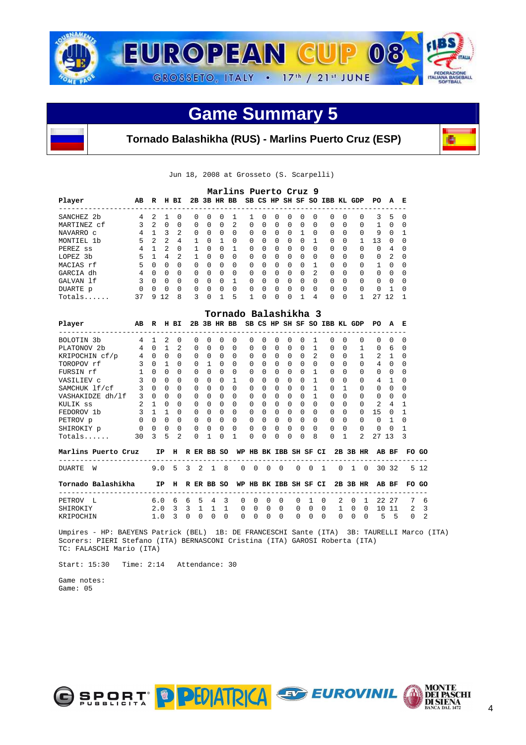# EUROPEAN CUP 08

GROSSETO, ITALY • 17th / 21st JUNE

## Game Summary 5

**Tornado Balashikha (RUS) - Marlins Puerto Cruz (ESP)**

Jun 18, 2008 at Grosseto (S. Scarpelli)

### Marlins Puerto Cruz 9

| Player | AB | R | H | BI | 2B | 3B | HR | BB | SB | CS | HP | SH | SF | SO | IBB | KL | GDP | PO | A | E |
|---|---|---|---|---|---|---|---|---|---|---|---|---|---|---|---|---|---|---|---|---|
| SANCHEZ 2b | 4 | 2 | 1 | 0 | 0 | 0 | 0 | 1 | 1 | 0 | 0 | 0 | 0 | 0 | 0 | 0 | 0 | 3 | 5 | 0 |
| MARTINEZ cf | 3 | 2 | 0 | 0 | 0 | 0 | 0 | 2 | 0 | 0 | 0 | 0 | 0 | 0 | 0 | 0 | 0 | 1 | 0 | 0 |
| NAVARRO c | 4 | 1 | 3 | 2 | 0 | 0 | 0 | 0 | 0 | 0 | 0 | 0 | 1 | 0 | 0 | 0 | 0 | 9 | 0 | 1 |
| MONTIEL 1b | 5 | 2 | 2 | 4 | 1 | 0 | 1 | 0 | 0 | 0 | 0 | 0 | 0 | 1 | 0 | 0 | 1 | 13 | 0 | 0 |
| PEREZ ss | 4 | 1 | 2 | 0 | 1 | 0 | 0 | 1 | 0 | 0 | 0 | 0 | 0 | 0 | 0 | 0 | 0 | 0 | 4 | 0 |
| LOPEZ 3b | 5 | 1 | 4 | 2 | 1 | 0 | 0 | 0 | 0 | 0 | 0 | 0 | 0 | 0 | 0 | 0 | 0 | 0 | 2 | 0 |
| MACIAS rf | 5 | 0 | 0 | 0 | 0 | 0 | 0 | 0 | 0 | 0 | 0 | 0 | 0 | 1 | 0 | 0 | 0 | 1 | 0 | 0 |
| GARCIA dh | 4 | 0 | 0 | 0 | 0 | 0 | 0 | 0 | 0 | 0 | 0 | 0 | 0 | 2 | 0 | 0 | 0 | 0 | 0 | 0 |
| GALVAN lf | 3 | 0 | 0 | 0 | 0 | 0 | 0 | 1 | 0 | 0 | 0 | 0 | 0 | 0 | 0 | 0 | 0 | 0 | 0 | 0 |
| DUARTE p | 0 | 0 | 0 | 0 | 0 | 0 | 0 | 0 | 0 | 0 | 0 | 0 | 0 | 0 | 0 | 0 | 0 | 0 | 1 | 0 |
| Totals...... | 37 | 9 | 12 | 8 | 3 | 0 | 1 | 5 | 1 | 0 | 0 | 0 | 1 | 4 | 0 | 0 | 1 | 27 | 12 | 1 |

### Tornado Balashikha 3

| Player | AB | R | H | BI | 2B | 3B | HR | BB | SB | CS | HP | SH | SF | SO | IBB | KL | GDP | PO | A | E |
|---|---|---|---|---|---|---|---|---|---|---|---|---|---|---|---|---|---|---|---|---|
| BOLOTIN 3b | 4 | 1 | 2 | 0 | 0 | 0 | 0 | 0 | 0 | 0 | 0 | 0 | 0 | 1 | 0 | 0 | 0 | 0 | 0 | 0 |
| PLATONOV 2b | 4 | 0 | 1 | 2 | 0 | 0 | 0 | 0 | 0 | 0 | 0 | 0 | 0 | 1 | 0 | 0 | 1 | 0 | 6 | 0 |
| KRIPOCHIN cf/p | 4 | 0 | 0 | 0 | 0 | 0 | 0 | 0 | 0 | 0 | 0 | 0 | 0 | 2 | 0 | 0 | 1 | 2 | 1 | 0 |
| TOROPOV rf | 3 | 0 | 1 | 0 | 0 | 1 | 0 | 0 | 0 | 0 | 0 | 0 | 0 | 0 | 0 | 0 | 0 | 4 | 0 | 0 |
| FURSIN rf | 1 | 0 | 0 | 0 | 0 | 0 | 0 | 0 | 0 | 0 | 0 | 0 | 0 | 1 | 0 | 0 | 0 | 0 | 0 | 0 |
| VASILIEV c | 3 | 0 | 0 | 0 | 0 | 0 | 0 | 1 | 0 | 0 | 0 | 0 | 0 | 1 | 0 | 0 | 0 | 4 | 1 | 0 |
| SAMCHUK lf/cf | 3 | 0 | 0 | 0 | 0 | 0 | 0 | 0 | 0 | 0 | 0 | 0 | 0 | 1 | 0 | 1 | 0 | 0 | 0 | 0 |
| VASHAKIDZE dh/lf | 3 | 0 | 0 | 0 | 0 | 0 | 0 | 0 | 0 | 0 | 0 | 0 | 0 | 1 | 0 | 0 | 0 | 0 | 0 | 0 |
| KULIK ss | 2 | 1 | 0 | 0 | 0 | 0 | 0 | 0 | 0 | 0 | 0 | 0 | 0 | 0 | 0 | 0 | 0 | 2 | 4 | 1 |
| FEDOROV 1b | 3 | 1 | 1 | 0 | 0 | 0 | 0 | 0 | 0 | 0 | 0 | 0 | 0 | 0 | 0 | 0 | 0 | 15 | 0 | 1 |
| PETROV p | 0 | 0 | 0 | 0 | 0 | 0 | 0 | 0 | 0 | 0 | 0 | 0 | 0 | 0 | 0 | 0 | 0 | 0 | 1 | 0 |
| SHIROKIY p | 0 | 0 | 0 | 0 | 0 | 0 | 0 | 0 | 0 | 0 | 0 | 0 | 0 | 0 | 0 | 0 | 0 | 0 | 0 | 1 |
| Totals...... | 30 | 3 | 5 | 2 | 0 | 1 | 0 | 1 | 0 | 0 | 0 | 0 | 0 | 8 | 0 | 1 | 2 | 27 | 13 | 3 |

| Marlins Puerto Cruz | IP | H | R | ER | BB | SO | WP | HB | BK | IBB | SH | SF | CI | 2B | 3B | HR | AB | BF | FO | GO |
|---|---|---|---|---|---|---|---|---|---|---|---|---|---|---|---|---|---|---|---|---|
| DUARTE W | 9.0 | 5 | 3 | 2 | 1 | 8 | 0 | 0 | 0 | 0 | 0 | 0 | 1 | 0 | 1 | 0 | 30 | 32 | 5 | 12 |

| Tornado Balashikha | IP | H | R | ER | BB | SO | WP | HB | BK | IBB | SH | SF | CI | 2B | 3B | HR | AB | BF | FO | GO |
|---|---|---|---|---|---|---|---|---|---|---|---|---|---|---|---|---|---|---|---|---|
| PETROV L | 6.0 | 6 | 6 | 5 | 4 | 3 | 0 | 0 | 0 | 0 | 0 | 1 | 0 | 2 | 0 | 1 | 22 | 27 | 7 | 6 |
| SHIROKIY | 2.0 | 3 | 3 | 1 | 1 | 1 | 0 | 0 | 0 | 0 | 0 | 0 | 0 | 1 | 0 | 0 | 10 | 11 | 2 | 3 |
| KRIPOCHIN | 1.0 | 3 | 0 | 0 | 0 | 0 | 0 | 0 | 0 | 0 | 0 | 0 | 0 | 0 | 0 | 0 | 5 | 5 | 0 | 2 |

Umpires - HP: BAEYENS Patrick (BEL) 1B: DE FRANCESCHI Sante (ITA) 3B: TAURELLI Marco (ITA)
Scorers: PIERI Stefano (ITA) BERNASCONI Cristina (ITA) GAROSI Roberta (ITA)
TC: FALASCHI Mario (ITA)

Start: 15:30 Time: 2:14 Attendance: 30

Game notes:
Game: 05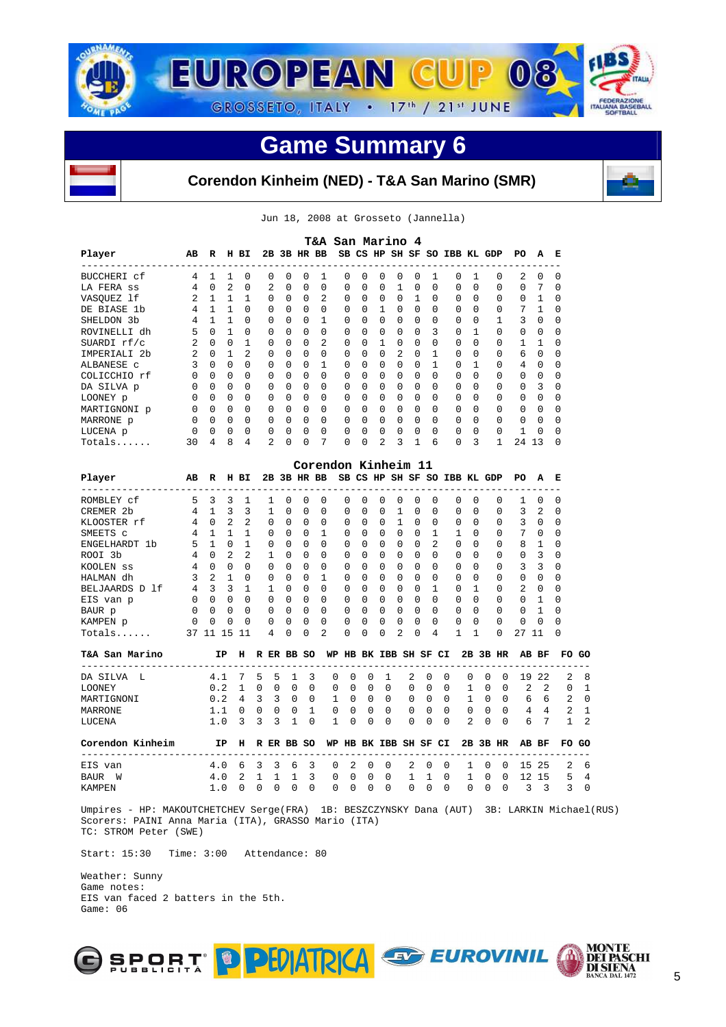# EUROPEAN CUP 08

GROSSETO, ITALY • 17th / 21st JUNE

## Game Summary 6

### Corendon Kinheim (NED) - T&A San Marino (SMR)

Jun 18, 2008 at Grosseto (Jannella)

**T&A San Marino 4**

| Player | AB | R | H | BI | 2B | 3B | HR | BB | SB | CS | HP | SH | SF | SO | IBB | KL | GDP | PO | A | E |
|---|---|---|---|---|---|---|---|---|---|---|---|---|---|---|---|---|---|---|---|---|
| BUCCHERI cf | 4 | 1 | 1 | 0 | 0 | 0 | 0 | 1 | 0 | 0 | 0 | 0 | 0 | 1 | 0 | 1 | 0 | 2 | 0 | 0 |
| LA FERA ss | 4 | 0 | 2 | 0 | 2 | 0 | 0 | 0 | 0 | 0 | 0 | 1 | 0 | 0 | 0 | 0 | 0 | 0 | 7 | 0 |
| VASQUEZ lf | 2 | 1 | 1 | 1 | 0 | 0 | 0 | 2 | 0 | 0 | 0 | 0 | 1 | 0 | 0 | 0 | 0 | 0 | 1 | 0 |
| DE BIASE 1b | 4 | 1 | 1 | 0 | 0 | 0 | 0 | 0 | 0 | 0 | 1 | 0 | 0 | 0 | 0 | 0 | 0 | 7 | 1 | 0 |
| SHELDON 3b | 4 | 1 | 1 | 0 | 0 | 0 | 0 | 1 | 0 | 0 | 0 | 0 | 0 | 0 | 0 | 0 | 1 | 3 | 0 | 0 |
| ROVINELLI dh | 5 | 0 | 1 | 0 | 0 | 0 | 0 | 0 | 0 | 0 | 0 | 0 | 0 | 3 | 0 | 1 | 0 | 0 | 0 | 0 |
| SUARDI rf/c | 2 | 0 | 0 | 1 | 0 | 0 | 0 | 2 | 0 | 0 | 1 | 0 | 0 | 0 | 0 | 0 | 0 | 1 | 1 | 0 |
| IMPERIALI 2b | 2 | 0 | 1 | 2 | 0 | 0 | 0 | 0 | 0 | 0 | 0 | 2 | 0 | 1 | 0 | 0 | 0 | 6 | 0 | 0 |
| ALBANESE c | 3 | 0 | 0 | 0 | 0 | 0 | 0 | 1 | 0 | 0 | 0 | 0 | 0 | 1 | 0 | 1 | 0 | 4 | 0 | 0 |
| COLICCHIO rf | 0 | 0 | 0 | 0 | 0 | 0 | 0 | 0 | 0 | 0 | 0 | 0 | 0 | 0 | 0 | 0 | 0 | 0 | 0 | 0 |
| DA SILVA p | 0 | 0 | 0 | 0 | 0 | 0 | 0 | 0 | 0 | 0 | 0 | 0 | 0 | 0 | 0 | 0 | 0 | 0 | 3 | 0 |
| LOONEY p | 0 | 0 | 0 | 0 | 0 | 0 | 0 | 0 | 0 | 0 | 0 | 0 | 0 | 0 | 0 | 0 | 0 | 0 | 0 | 0 |
| MARTIGNONI p | 0 | 0 | 0 | 0 | 0 | 0 | 0 | 0 | 0 | 0 | 0 | 0 | 0 | 0 | 0 | 0 | 0 | 0 | 0 | 0 |
| MARRONE p | 0 | 0 | 0 | 0 | 0 | 0 | 0 | 0 | 0 | 0 | 0 | 0 | 0 | 0 | 0 | 0 | 0 | 0 | 0 | 0 |
| LUCENA p | 0 | 0 | 0 | 0 | 0 | 0 | 0 | 0 | 0 | 0 | 0 | 0 | 0 | 0 | 0 | 0 | 0 | 1 | 0 | 0 |
| Totals...... | 30 | 4 | 8 | 4 | 2 | 0 | 0 | 7 | 0 | 0 | 2 | 3 | 1 | 6 | 0 | 3 | 1 | 24 | 13 | 0 |

**Corendon Kinheim 11**

| Player | AB | R | H | BI | 2B | 3B | HR | BB | SB | CS | HP | SH | SF | SO | IBB | KL | GDP | PO | A | E |
|---|---|---|---|---|---|---|---|---|---|---|---|---|---|---|---|---|---|---|---|---|
| ROMBLEY cf | 5 | 3 | 3 | 1 | 1 | 0 | 0 | 0 | 0 | 0 | 0 | 0 | 0 | 0 | 0 | 0 | 0 | 1 | 0 | 0 |
| CREMER 2b | 4 | 1 | 3 | 3 | 1 | 0 | 0 | 0 | 0 | 0 | 0 | 1 | 0 | 0 | 0 | 0 | 0 | 3 | 2 | 0 |
| KLOOSTER rf | 4 | 0 | 2 | 2 | 0 | 0 | 0 | 0 | 0 | 0 | 0 | 1 | 0 | 0 | 0 | 0 | 0 | 3 | 0 | 0 |
| SMEETS c | 4 | 1 | 1 | 1 | 0 | 0 | 0 | 1 | 0 | 0 | 0 | 0 | 0 | 1 | 1 | 0 | 0 | 7 | 0 | 0 |
| ENGELHARDT 1b | 5 | 1 | 0 | 1 | 0 | 0 | 0 | 0 | 0 | 0 | 0 | 0 | 0 | 2 | 0 | 0 | 0 | 8 | 1 | 0 |
| ROOI 3b | 4 | 0 | 2 | 2 | 1 | 0 | 0 | 0 | 0 | 0 | 0 | 0 | 0 | 0 | 0 | 0 | 0 | 0 | 3 | 0 |
| KOOLEN ss | 4 | 0 | 0 | 0 | 0 | 0 | 0 | 0 | 0 | 0 | 0 | 0 | 0 | 0 | 0 | 0 | 0 | 3 | 3 | 0 |
| HALMAN dh | 3 | 2 | 1 | 0 | 0 | 0 | 0 | 1 | 0 | 0 | 0 | 0 | 0 | 0 | 0 | 0 | 0 | 0 | 0 | 0 |
| BELJAARDS D lf | 4 | 3 | 3 | 1 | 1 | 0 | 0 | 0 | 0 | 0 | 0 | 0 | 0 | 1 | 0 | 1 | 0 | 2 | 0 | 0 |
| EIS van p | 0 | 0 | 0 | 0 | 0 | 0 | 0 | 0 | 0 | 0 | 0 | 0 | 0 | 0 | 0 | 0 | 0 | 0 | 1 | 0 |
| BAUR p | 0 | 0 | 0 | 0 | 0 | 0 | 0 | 0 | 0 | 0 | 0 | 0 | 0 | 0 | 0 | 0 | 0 | 0 | 1 | 0 |
| KAMPEN p | 0 | 0 | 0 | 0 | 0 | 0 | 0 | 0 | 0 | 0 | 0 | 0 | 0 | 0 | 0 | 0 | 0 | 0 | 0 | 0 |
| Totals...... | 37 | 11 | 15 | 11 | 4 | 0 | 0 | 2 | 0 | 0 | 0 | 2 | 0 | 4 | 1 | 1 | 0 | 27 | 11 | 0 |

| T&A San Marino | IP | H | R | ER | BB | SO | WP | HB | BK | IBB | SH | SF | CI | 2B | 3B | HR | AB | BF | FO | GO |
|---|---|---|---|---|---|---|---|---|---|---|---|---|---|---|---|---|---|---|---|---|
| DA SILVA L | 4.1 | 7 | 5 | 5 | 1 | 3 | 0 | 0 | 0 | 1 | 2 | 0 | 0 | 0 | 0 | 0 | 19 | 22 | 2 | 8 |
| LOONEY | 0.2 | 1 | 0 | 0 | 0 | 0 | 0 | 0 | 0 | 0 | 0 | 0 | 0 | 1 | 0 | 0 | 2 | 2 | 0 | 1 |
| MARTIGNONI | 0.2 | 4 | 3 | 3 | 0 | 0 | 1 | 0 | 0 | 0 | 0 | 0 | 0 | 1 | 0 | 0 | 6 | 6 | 2 | 0 |
| MARRONE | 1.1 | 0 | 0 | 0 | 0 | 1 | 0 | 0 | 0 | 0 | 0 | 0 | 0 | 0 | 0 | 0 | 4 | 4 | 2 | 1 |
| LUCENA | 1.0 | 3 | 3 | 3 | 1 | 0 | 1 | 0 | 0 | 0 | 0 | 0 | 0 | 2 | 0 | 0 | 6 | 7 | 1 | 2 |

| Corendon Kinheim | IP | H | R | ER | BB | SO | WP | HB | BK | IBB | SH | SF | CI | 2B | 3B | HR | AB | BF | FO | GO |
|---|---|---|---|---|---|---|---|---|---|---|---|---|---|---|---|---|---|---|---|---|
| EIS van | 4.0 | 6 | 3 | 3 | 6 | 3 | 0 | 2 | 0 | 0 | 2 | 0 | 0 | 1 | 0 | 0 | 15 | 25 | 2 | 6 |
| BAUR W | 4.0 | 2 | 1 | 1 | 1 | 3 | 0 | 0 | 0 | 0 | 1 | 1 | 0 | 1 | 0 | 0 | 12 | 15 | 5 | 4 |
| KAMPEN | 1.0 | 0 | 0 | 0 | 0 | 0 | 0 | 0 | 0 | 0 | 0 | 0 | 0 | 0 | 0 | 0 | 3 | 3 | 3 | 0 |

Umpires - HP: MAKOUTCHETCHEV Serge(FRA) 1B: BESZCZYNSKY Dana (AUT) 3B: LARKIN Michael(RUS)
Scorers: PAINI Anna Maria (ITA), GRASSO Mario (ITA)
TC: STROM Peter (SWE)

Start: 15:30 Time: 3:00 Attendance: 80

Weather: Sunny
Game notes:
EIS van faced 2 batters in the 5th.
Game: 06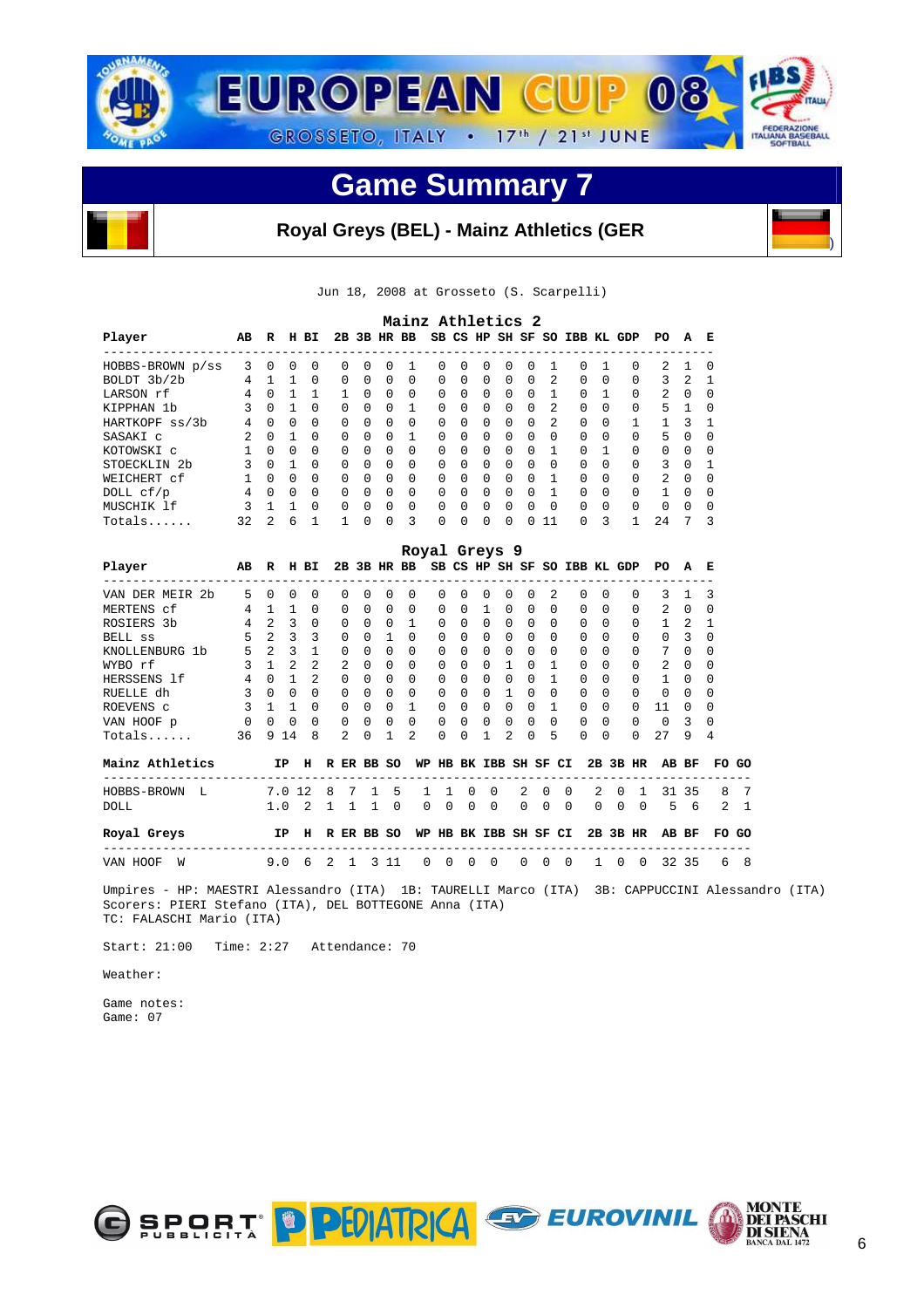# EUROPEAN CUP 08

GROSSETO, ITALY • 17th / 21st JUNE

## Game Summary 7

### Royal Greys (BEL) - Mainz Athletics (GER)

Jun 18, 2008 at Grosseto (S. Scarpelli)

**Mainz Athletics 2**

| Player | AB | R | H | BI | 2B | 3B | HR | BB | SB | CS | HP | SH | SF | SO | IBB | KL | GDP | PO | A | E |
|---|---|---|---|---|---|---|---|---|---|---|---|---|---|---|---|---|---|---|---|---|
| HOBBS-BROWN p/ss | 3 | 0 | 0 | 0 | 0 | 0 | 0 | 1 | 0 | 0 | 0 | 0 | 0 | 1 | 0 | 1 | 0 | 2 | 1 | 0 |
| BOLDT 3b/2b | 4 | 1 | 1 | 0 | 0 | 0 | 0 | 0 | 0 | 0 | 0 | 0 | 0 | 2 | 0 | 0 | 0 | 3 | 2 | 1 |
| LARSON rf | 4 | 0 | 1 | 1 | 1 | 0 | 0 | 0 | 0 | 0 | 0 | 0 | 0 | 1 | 0 | 1 | 0 | 2 | 0 | 0 |
| KIPPHAN 1b | 3 | 0 | 1 | 0 | 0 | 0 | 0 | 1 | 0 | 0 | 0 | 0 | 0 | 2 | 0 | 0 | 0 | 5 | 1 | 0 |
| HARTKOPF ss/3b | 4 | 0 | 0 | 0 | 0 | 0 | 0 | 0 | 0 | 0 | 0 | 0 | 0 | 2 | 0 | 0 | 1 | 1 | 3 | 1 |
| SASAKI c | 2 | 0 | 1 | 0 | 0 | 0 | 0 | 1 | 0 | 0 | 0 | 0 | 0 | 0 | 0 | 0 | 0 | 5 | 0 | 0 |
| KOTOWSKI c | 1 | 0 | 0 | 0 | 0 | 0 | 0 | 0 | 0 | 0 | 0 | 0 | 0 | 1 | 0 | 1 | 0 | 0 | 0 | 0 |
| STOECKLIN 2b | 3 | 0 | 1 | 0 | 0 | 0 | 0 | 0 | 0 | 0 | 0 | 0 | 0 | 0 | 0 | 0 | 0 | 3 | 0 | 1 |
| WEICHERT cf | 1 | 0 | 0 | 0 | 0 | 0 | 0 | 0 | 0 | 0 | 0 | 0 | 0 | 1 | 0 | 0 | 0 | 2 | 0 | 0 |
| DOLL cf/p | 4 | 0 | 0 | 0 | 0 | 0 | 0 | 0 | 0 | 0 | 0 | 0 | 0 | 1 | 0 | 0 | 0 | 1 | 0 | 0 |
| MUSCHIK lf | 3 | 1 | 1 | 0 | 0 | 0 | 0 | 0 | 0 | 0 | 0 | 0 | 0 | 0 | 0 | 0 | 0 | 0 | 0 | 0 |
| Totals...... | 32 | 2 | 6 | 1 | 1 | 0 | 0 | 3 | 0 | 0 | 0 | 0 | 0 | 11 | 0 | 3 | 1 | 24 | 7 | 3 |

**Royal Greys 9**

| Player | AB | R | H | BI | 2B | 3B | HR | BB | SB | CS | HP | SH | SF | SO | IBB | KL | GDP | PO | A | E |
|---|---|---|---|---|---|---|---|---|---|---|---|---|---|---|---|---|---|---|---|---|
| VAN DER MEIR 2b | 5 | 0 | 0 | 0 | 0 | 0 | 0 | 0 | 0 | 0 | 0 | 0 | 0 | 2 | 0 | 0 | 0 | 3 | 1 | 3 |
| MERTENS cf | 4 | 1 | 1 | 0 | 0 | 0 | 0 | 0 | 0 | 0 | 1 | 0 | 0 | 0 | 0 | 0 | 0 | 2 | 0 | 0 |
| ROSIERS 3b | 4 | 2 | 3 | 0 | 0 | 0 | 0 | 1 | 0 | 0 | 0 | 0 | 0 | 0 | 0 | 0 | 0 | 1 | 2 | 1 |
| BELL ss | 5 | 2 | 3 | 3 | 0 | 0 | 1 | 0 | 0 | 0 | 0 | 0 | 0 | 0 | 0 | 0 | 0 | 0 | 3 | 0 |
| KNOLLENBURG 1b | 5 | 2 | 3 | 1 | 0 | 0 | 0 | 0 | 0 | 0 | 0 | 0 | 0 | 0 | 0 | 0 | 0 | 7 | 0 | 0 |
| WYBO rf | 3 | 1 | 2 | 2 | 2 | 0 | 0 | 0 | 0 | 0 | 0 | 1 | 0 | 1 | 0 | 0 | 0 | 2 | 0 | 0 |
| HERSSENS lf | 4 | 0 | 1 | 2 | 0 | 0 | 0 | 0 | 0 | 0 | 0 | 0 | 0 | 1 | 0 | 0 | 0 | 1 | 0 | 0 |
| RUELLE dh | 3 | 0 | 0 | 0 | 0 | 0 | 0 | 0 | 0 | 0 | 0 | 1 | 0 | 0 | 0 | 0 | 0 | 0 | 0 | 0 |
| ROEVENS c | 3 | 1 | 1 | 0 | 0 | 0 | 0 | 1 | 0 | 0 | 0 | 0 | 0 | 1 | 0 | 0 | 0 | 11 | 0 | 0 |
| VAN HOOF p | 0 | 0 | 0 | 0 | 0 | 0 | 0 | 0 | 0 | 0 | 0 | 0 | 0 | 0 | 0 | 0 | 0 | 0 | 3 | 0 |
| Totals...... | 36 | 9 | 14 | 8 | 2 | 0 | 1 | 2 | 0 | 0 | 1 | 2 | 0 | 5 | 0 | 0 | 0 | 27 | 9 | 4 |

| Mainz Athletics | IP | H | R | ER | BB | SO | WP | HB | BK | IBB | SH | SF | CI | 2B | 3B | HR | AB | BF | FO | GO |
|---|---|---|---|---|---|---|---|---|---|---|---|---|---|---|---|---|---|---|---|---|
| HOBBS-BROWN L | 7.0 | 12 | 8 | 7 | 1 | 5 | 1 | 1 | 0 | 0 | 2 | 0 | 0 | 2 | 0 | 1 | 31 | 35 | 8 | 7 |
| DOLL | 1.0 | 2 | 1 | 1 | 1 | 0 | 0 | 0 | 0 | 0 | 0 | 0 | 0 | 0 | 0 | 0 | 5 | 6 | 2 | 1 |

| Royal Greys | IP | H | R | ER | BB | SO | WP | HB | BK | IBB | SH | SF | CI | 2B | 3B | HR | AB | BF | FO | GO |
|---|---|---|---|---|---|---|---|---|---|---|---|---|---|---|---|---|---|---|---|---|
| VAN HOOF W | 9.0 | 6 | 2 | 1 | 3 | 11 | 0 | 0 | 0 | 0 | 0 | 0 | 0 | 1 | 0 | 0 | 32 | 35 | 6 | 8 |

Umpires - HP: MAESTRI Alessandro (ITA) 1B: TAURELLI Marco (ITA) 3B: CAPPUCCINI Alessandro (ITA)
Scorers: PIERI Stefano (ITA), DEL BOTTEGONE Anna (ITA)
TC: FALASCHI Mario (ITA)

Start: 21:00 Time: 2:27 Attendance: 70

Weather:

Game notes:
Game: 07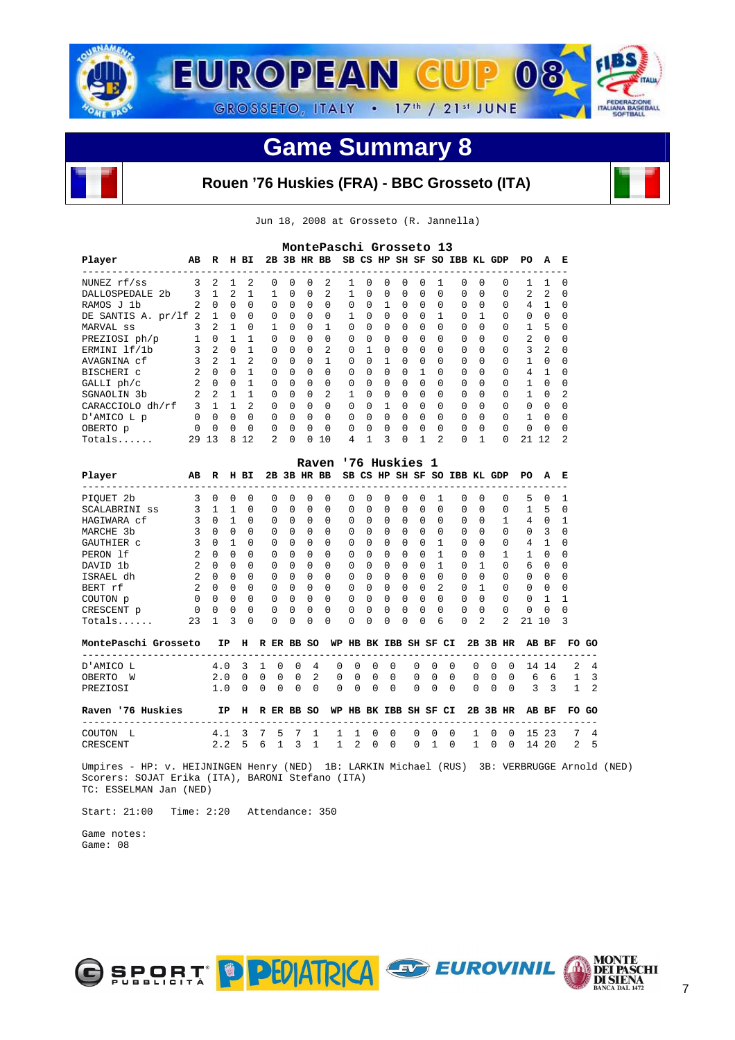EUROPEAN CUP 08

GROSSETO, ITALY • 17th / 21st JUNE

# Game Summary 8

## Rouen '76 Huskies (FRA) - BBC Grosseto (ITA)

Jun 18, 2008 at Grosseto (R. Jannella)

### MontePaschi Grosseto 13

| Player | AB | R | H | BI | 2B | 3B | HR | BB | SB | CS | HP | SH | SF | SO | IBB | KL | GDP | PO | A | E |
|---|---|---|---|---|---|---|---|---|---|---|---|---|---|---|---|---|---|---|---|---|
| NUNEZ rf/ss | 3 | 2 | 1 | 2 | 0 | 0 | 0 | 2 | 1 | 0 | 0 | 0 | 0 | 1 | 0 | 0 | 0 | 1 | 1 | 0 |
| DALLOSPEDALE 2b | 3 | 1 | 2 | 1 | 1 | 0 | 0 | 2 | 1 | 0 | 0 | 0 | 0 | 0 | 0 | 0 | 0 | 2 | 2 | 0 |
| RAMOS J 1b | 2 | 0 | 0 | 0 | 0 | 0 | 0 | 0 | 0 | 0 | 1 | 0 | 0 | 0 | 0 | 0 | 0 | 4 | 1 | 0 |
| DE SANTIS A. pr/lf | 2 | 1 | 0 | 0 | 0 | 0 | 0 | 0 | 1 | 0 | 0 | 0 | 0 | 1 | 0 | 1 | 0 | 0 | 0 | 0 |
| MARVAL ss | 3 | 2 | 1 | 0 | 1 | 0 | 0 | 1 | 0 | 0 | 0 | 0 | 0 | 0 | 0 | 0 | 0 | 1 | 5 | 0 |
| PREZIOSI ph/p | 1 | 0 | 1 | 1 | 0 | 0 | 0 | 0 | 0 | 0 | 0 | 0 | 0 | 0 | 0 | 0 | 0 | 2 | 0 | 0 |
| ERMINI lf/1b | 3 | 2 | 0 | 1 | 0 | 0 | 0 | 2 | 0 | 1 | 0 | 0 | 0 | 0 | 0 | 0 | 0 | 3 | 2 | 0 |
| AVAGNINA cf | 3 | 2 | 1 | 2 | 0 | 0 | 0 | 1 | 0 | 0 | 1 | 0 | 0 | 0 | 0 | 0 | 0 | 1 | 0 | 0 |
| BISCHERI c | 2 | 0 | 0 | 1 | 0 | 0 | 0 | 0 | 0 | 0 | 0 | 0 | 1 | 0 | 0 | 0 | 0 | 4 | 1 | 0 |
| GALLI ph/c | 2 | 0 | 0 | 1 | 0 | 0 | 0 | 0 | 0 | 0 | 0 | 0 | 0 | 0 | 0 | 0 | 0 | 1 | 0 | 0 |
| SGNAOLIN 3b | 2 | 2 | 1 | 1 | 0 | 0 | 0 | 2 | 1 | 0 | 0 | 0 | 0 | 0 | 0 | 0 | 0 | 1 | 0 | 2 |
| CARACCIOLO dh/rf | 3 | 1 | 1 | 2 | 0 | 0 | 0 | 0 | 0 | 0 | 1 | 0 | 0 | 0 | 0 | 0 | 0 | 0 | 0 | 0 |
| D'AMICO L p | 0 | 0 | 0 | 0 | 0 | 0 | 0 | 0 | 0 | 0 | 0 | 0 | 0 | 0 | 0 | 0 | 0 | 1 | 0 | 0 |
| OBERTO p | 0 | 0 | 0 | 0 | 0 | 0 | 0 | 0 | 0 | 0 | 0 | 0 | 0 | 0 | 0 | 0 | 0 | 0 | 0 | 0 |
| Totals...... | 29 | 13 | 8 | 12 | 2 | 0 | 0 | 10 | 4 | 1 | 3 | 0 | 1 | 2 | 0 | 1 | 0 | 21 | 12 | 2 |

### Raven '76 Huskies 1

| Player | AB | R | H | BI | 2B | 3B | HR | BB | SB | CS | HP | SH | SF | SO | IBB | KL | GDP | PO | A | E |
|---|---|---|---|---|---|---|---|---|---|---|---|---|---|---|---|---|---|---|---|---|
| PIQUET 2b | 3 | 0 | 0 | 0 | 0 | 0 | 0 | 0 | 0 | 0 | 0 | 0 | 0 | 1 | 0 | 0 | 0 | 5 | 0 | 1 |
| SCALABRINI ss | 3 | 1 | 1 | 0 | 0 | 0 | 0 | 0 | 0 | 0 | 0 | 0 | 0 | 0 | 0 | 0 | 0 | 1 | 5 | 0 |
| HAGIWARA cf | 3 | 0 | 1 | 0 | 0 | 0 | 0 | 0 | 0 | 0 | 0 | 0 | 0 | 0 | 0 | 0 | 1 | 4 | 0 | 1 |
| MARCHE 3b | 3 | 0 | 0 | 0 | 0 | 0 | 0 | 0 | 0 | 0 | 0 | 0 | 0 | 0 | 0 | 0 | 0 | 0 | 3 | 0 |
| GAUTHIER c | 3 | 0 | 1 | 0 | 0 | 0 | 0 | 0 | 0 | 0 | 0 | 0 | 0 | 1 | 0 | 0 | 0 | 4 | 1 | 0 |
| PERON lf | 2 | 0 | 0 | 0 | 0 | 0 | 0 | 0 | 0 | 0 | 0 | 0 | 0 | 1 | 0 | 0 | 1 | 1 | 0 | 0 |
| DAVID 1b | 2 | 0 | 0 | 0 | 0 | 0 | 0 | 0 | 0 | 0 | 0 | 0 | 0 | 1 | 0 | 1 | 0 | 6 | 0 | 0 |
| ISRAEL dh | 2 | 0 | 0 | 0 | 0 | 0 | 0 | 0 | 0 | 0 | 0 | 0 | 0 | 0 | 0 | 0 | 0 | 0 | 0 | 0 |
| BERT rf | 2 | 0 | 0 | 0 | 0 | 0 | 0 | 0 | 0 | 0 | 0 | 0 | 0 | 2 | 0 | 1 | 0 | 0 | 0 | 0 |
| COUTON p | 0 | 0 | 0 | 0 | 0 | 0 | 0 | 0 | 0 | 0 | 0 | 0 | 0 | 0 | 0 | 0 | 0 | 0 | 1 | 1 |
| CRESCENT p | 0 | 0 | 0 | 0 | 0 | 0 | 0 | 0 | 0 | 0 | 0 | 0 | 0 | 0 | 0 | 0 | 0 | 0 | 0 | 0 |
| Totals...... | 23 | 1 | 3 | 0 | 0 | 0 | 0 | 0 | 0 | 0 | 0 | 0 | 0 | 6 | 0 | 2 | 2 | 21 | 10 | 3 |

| MontePaschi Grosseto | IP | H | R | ER | BB | SO | WP | HB | BK | IBB | SH | SF | CI | 2B | 3B | HR | AB | BF | FO | GO |
|---|---|---|---|---|---|---|---|---|---|---|---|---|---|---|---|---|---|---|---|---|
| D'AMICO L | 4.0 | 3 | 1 | 0 | 0 | 4 | 0 | 0 | 0 | 0 | 0 | 0 | 0 | 0 | 0 | 0 | 14 | 14 | 2 | 4 |
| OBERTO W | 2.0 | 0 | 0 | 0 | 0 | 2 | 0 | 0 | 0 | 0 | 0 | 0 | 0 | 0 | 0 | 0 | 6 | 6 | 1 | 3 |
| PREZIOSI | 1.0 | 0 | 0 | 0 | 0 | 0 | 0 | 0 | 0 | 0 | 0 | 0 | 0 | 0 | 0 | 0 | 3 | 3 | 1 | 2 |

| Raven '76 Huskies | IP | H | R | ER | BB | SO | WP | HB | BK | IBB | SH | SF | CI | 2B | 3B | HR | AB | BF | FO | GO |
|---|---|---|---|---|---|---|---|---|---|---|---|---|---|---|---|---|---|---|---|---|
| COUTON L | 4.1 | 3 | 7 | 5 | 7 | 1 | 1 | 1 | 0 | 0 | 0 | 0 | 0 | 1 | 0 | 0 | 15 | 23 | 7 | 4 |
| CRESCENT | 2.2 | 5 | 6 | 1 | 3 | 1 | 1 | 2 | 0 | 0 | 0 | 1 | 0 | 1 | 0 | 0 | 14 | 20 | 2 | 5 |

Umpires - HP: v. HEIJNINGEN Henry (NED) 1B: LARKIN Michael (RUS) 3B: VERBRUGGE Arnold (NED)
Scorers: SOJAT Erika (ITA), BARONI Stefano (ITA)
TC: ESSELMAN Jan (NED)

Start: 21:00 Time: 2:20 Attendance: 350

Game notes:
Game: 08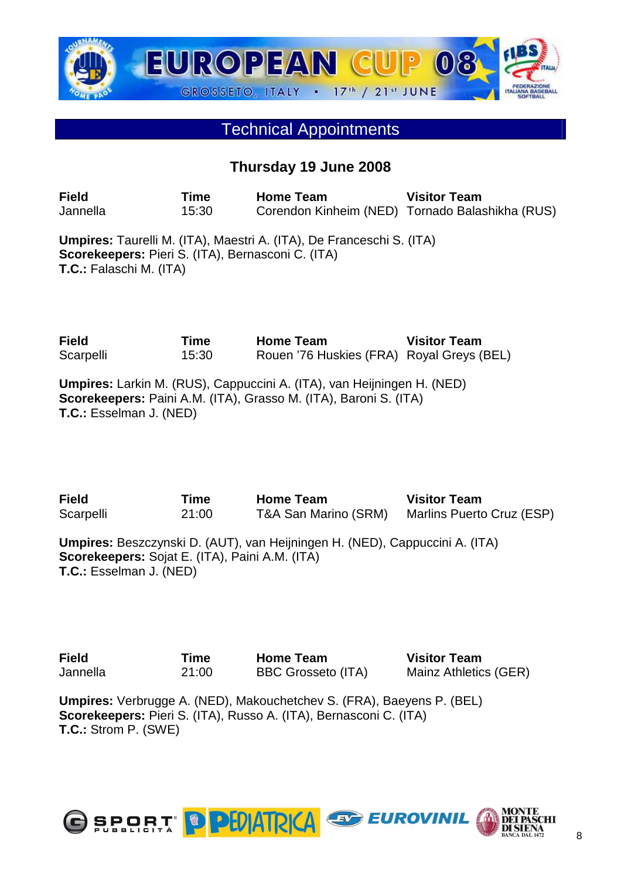# Technical Appointments

## Thursday 19 June 2008

| Field | Time | Home Team | Visitor Team |
|---|---|---|---|
| Jannella | 15:30 | Corendon Kinheim (NED) | Tornado Balashikha (RUS) |

**Umpires:** Taurelli M. (ITA), Maestri A. (ITA), De Franceschi S. (ITA)
**Scorekeepers:** Pieri S. (ITA), Bernasconi C. (ITA)
**T.C.:** Falaschi M. (ITA)

| Field | Time | Home Team | Visitor Team |
|---|---|---|---|
| Scarpelli | 15:30 | Rouen '76 Huskies (FRA) | Royal Greys (BEL) |

**Umpires:** Larkin M. (RUS), Cappuccini A. (ITA), van Heijningen H. (NED)
**Scorekeepers:** Paini A.M. (ITA), Grasso M. (ITA), Baroni S. (ITA)
**T.C.:** Esselman J. (NED)

| Field | Time | Home Team | Visitor Team |
|---|---|---|---|
| Scarpelli | 21:00 | T&A San Marino (SRM) | Marlins Puerto Cruz (ESP) |

**Umpires:** Beszczynski D. (AUT), van Heijningen H. (NED), Cappuccini A. (ITA)
**Scorekeepers:** Sojat E. (ITA), Paini A.M. (ITA)
**T.C.:** Esselman J. (NED)

| Field | Time | Home Team | Visitor Team |
|---|---|---|---|
| Jannella | 21:00 | BBC Grosseto (ITA) | Mainz Athletics (GER) |

**Umpires:** Verbrugge A. (NED), Makouchetchev S. (FRA), Baeyens P. (BEL)
**Scorekeepers:** Pieri S. (ITA), Russo A. (ITA), Bernasconi C. (ITA)
**T.C.:** Strom P. (SWE)